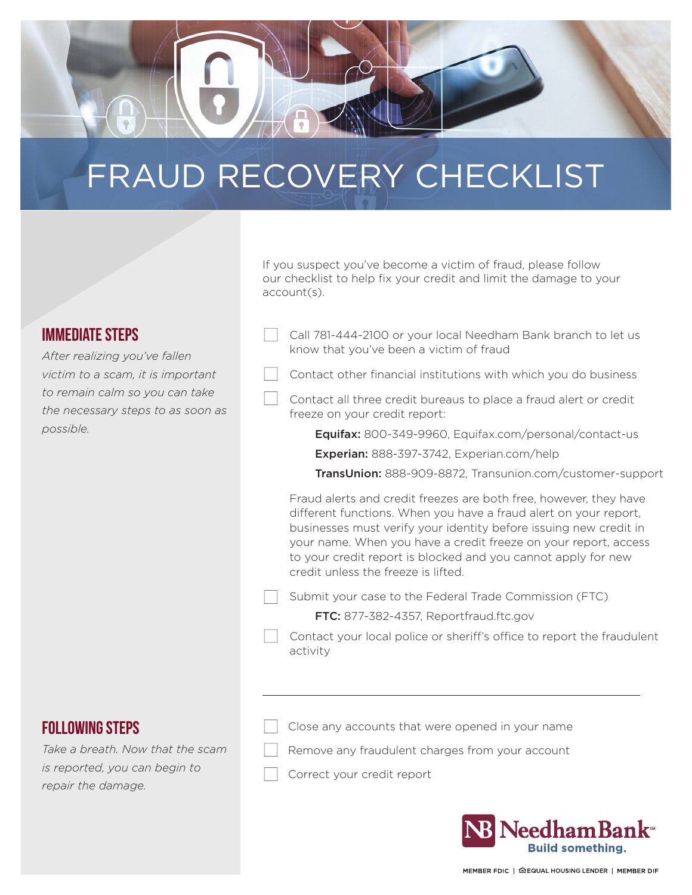# FRAUD RECOVERY CHECKLIST

If you suspect you've become a victim of fraud, please follow our checklist to help fix your credit and limit the damage to your account(s).

## IMMEDIATE STEPS

*After realizing you've fallen victim to a scam, it is important to remain calm so you can take the necessary steps to as soon as possible.*

- [ ] Call 781-444-2100 or your local Needham Bank branch to let us know that you've been a victim of fraud
- [ ] Contact other financial institutions with which you do business
- [ ] Contact all three credit bureaus to place a fraud alert or credit freeze on your credit report:

    **Equifax:** 800-349-9960, Equifax.com/personal/contact-us

    **Experian:** 888-397-3742, Experian.com/help

    **TransUnion:** 888-909-8872, Transunion.com/customer-support

    Fraud alerts and credit freezes are both free, however, they have different functions. When you have a fraud alert on your report, businesses must verify your identity before issuing new credit in your name. When you have a credit freeze on your report, access to your credit report is blocked and you cannot apply for new credit unless the freeze is lifted.

- [ ] Submit your case to the Federal Trade Commission (FTC)

    **FTC:** 877-382-4357, Reportfraud.ftc.gov

- [ ] Contact your local police or sheriff's office to report the fraudulent activity

---

## FOLLOWING STEPS

*Take a breath. Now that the scam is reported, you can begin to repair the damage.*

- [ ] Close any accounts that were opened in your name
- [ ] Remove any fraudulent charges from your account
- [ ] Correct your credit report

NB NeedhamBank℠
**Build something.**

MEMBER FDIC | EQUAL HOUSING LENDER | MEMBER DIF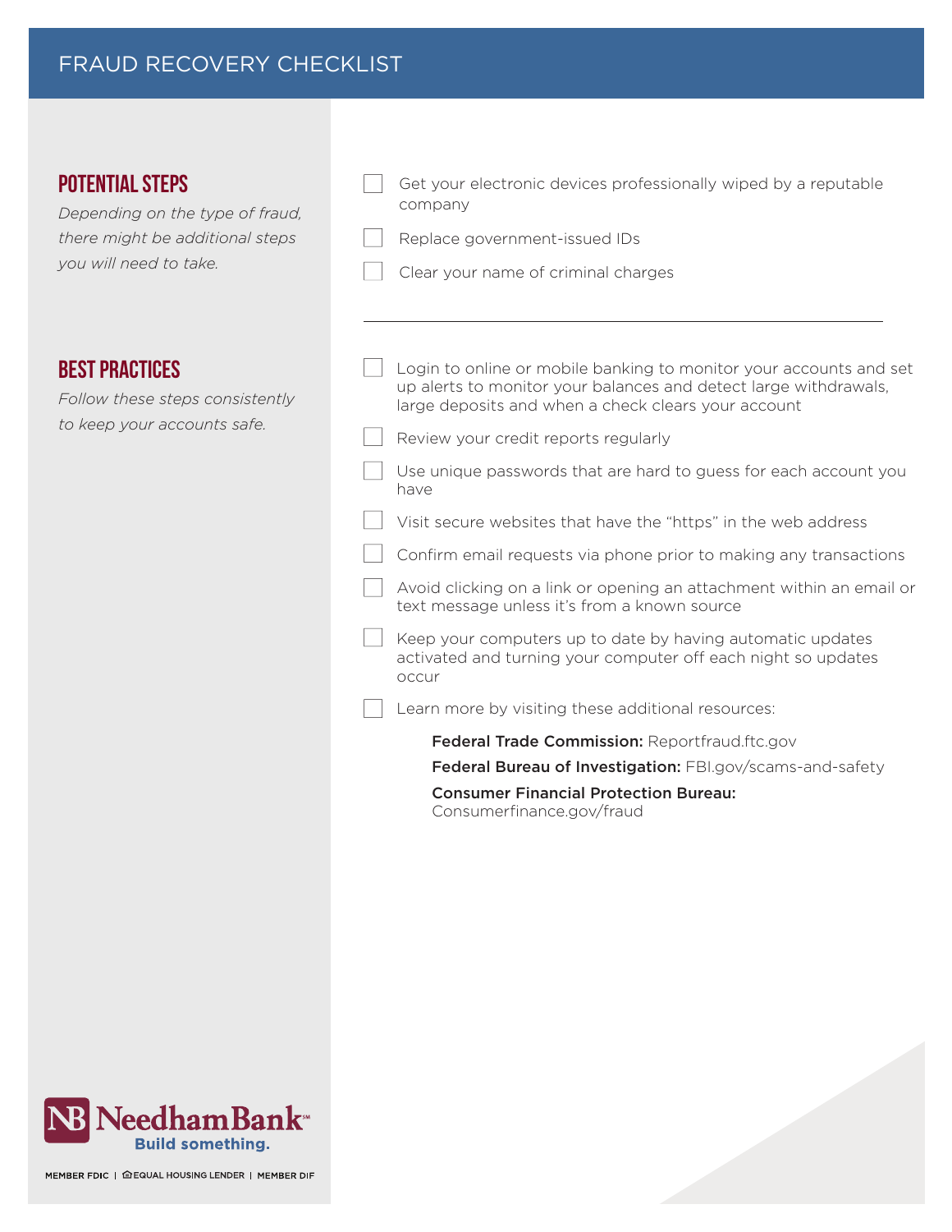# FRAUD RECOVERY CHECKLIST

## POTENTIAL STEPS

*Depending on the type of fraud, there might be additional steps you will need to take.*

- [ ] Get your electronic devices professionally wiped by a reputable company
- [ ] Replace government-issued IDs
- [ ] Clear your name of criminal charges

---

## BEST PRACTICES

*Follow these steps consistently to keep your accounts safe.*

- [ ] Login to online or mobile banking to monitor your accounts and set up alerts to monitor your balances and detect large withdrawals, large deposits and when a check clears your account
- [ ] Review your credit reports regularly
- [ ] Use unique passwords that are hard to guess for each account you have
- [ ] Visit secure websites that have the "https" in the web address
- [ ] Confirm email requests via phone prior to making any transactions
- [ ] Avoid clicking on a link or opening an attachment within an email or text message unless it's from a known source
- [ ] Keep your computers up to date by having automatic updates activated and turning your computer off each night so updates occur
- [ ] Learn more by visiting these additional resources:

  **Federal Trade Commission:** Reportfraud.ftc.gov

  **Federal Bureau of Investigation:** FBI.gov/scams-and-safety

  **Consumer Financial Protection Bureau:** Consumerfinance.gov/fraud

NB NeedhamBank℠
Build something.

MEMBER FDIC | EQUAL HOUSING LENDER | MEMBER DIF